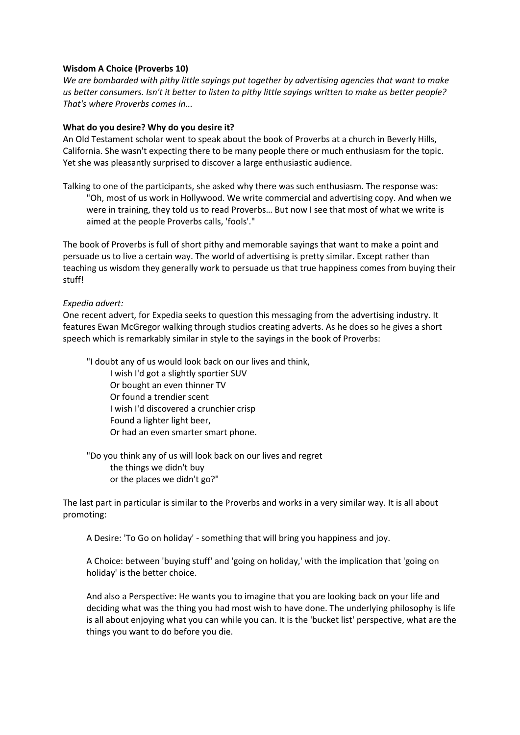**Wisdom A Choice (Proverbs 10)**

*We are bombarded with pithy little sayings put together by advertising agencies that want to make us better consumers. Isn't it better to listen to pithy little sayings written to make us better people? That's where Proverbs comes in...*

**What do you desire? Why do you desire it?**

An Old Testament scholar went to speak about the book of Proverbs at a church in Beverly Hills, California. She wasn't expecting there to be many people there or much enthusiasm for the topic. Yet she was pleasantly surprised to discover a large enthusiastic audience.

Talking to one of the participants, she asked why there was such enthusiasm. The response was:

> "Oh, most of us work in Hollywood. We write commercial and advertising copy. And when we were in training, they told us to read Proverbs… But now I see that most of what we write is aimed at the people Proverbs calls, 'fools'."

The book of Proverbs is full of short pithy and memorable sayings that want to make a point and persuade us to live a certain way. The world of advertising is pretty similar. Except rather than teaching us wisdom they generally work to persuade us that true happiness comes from buying their stuff!

*Expedia advert:*

One recent advert, for Expedia seeks to question this messaging from the advertising industry. It features Ewan McGregor walking through studios creating adverts. As he does so he gives a short speech which is remarkably similar in style to the sayings in the book of Proverbs:

> "I doubt any of us would look back on our lives and think,
> I wish I'd got a slightly sportier SUV
> Or bought an even thinner TV
> Or found a trendier scent
> I wish I'd discovered a crunchier crisp
> Found a lighter light beer,
> Or had an even smarter smart phone.
>
> "Do you think any of us will look back on our lives and regret
> the things we didn't buy
> or the places we didn't go?"

The last part in particular is similar to the Proverbs and works in a very similar way. It is all about promoting:

> A Desire: 'To Go on holiday' - something that will bring you happiness and joy.
>
> A Choice: between 'buying stuff' and 'going on holiday,' with the implication that 'going on holiday' is the better choice.
>
> And also a Perspective: He wants you to imagine that you are looking back on your life and deciding what was the thing you had most wish to have done. The underlying philosophy is life is all about enjoying what you can while you can. It is the 'bucket list' perspective, what are the things you want to do before you die.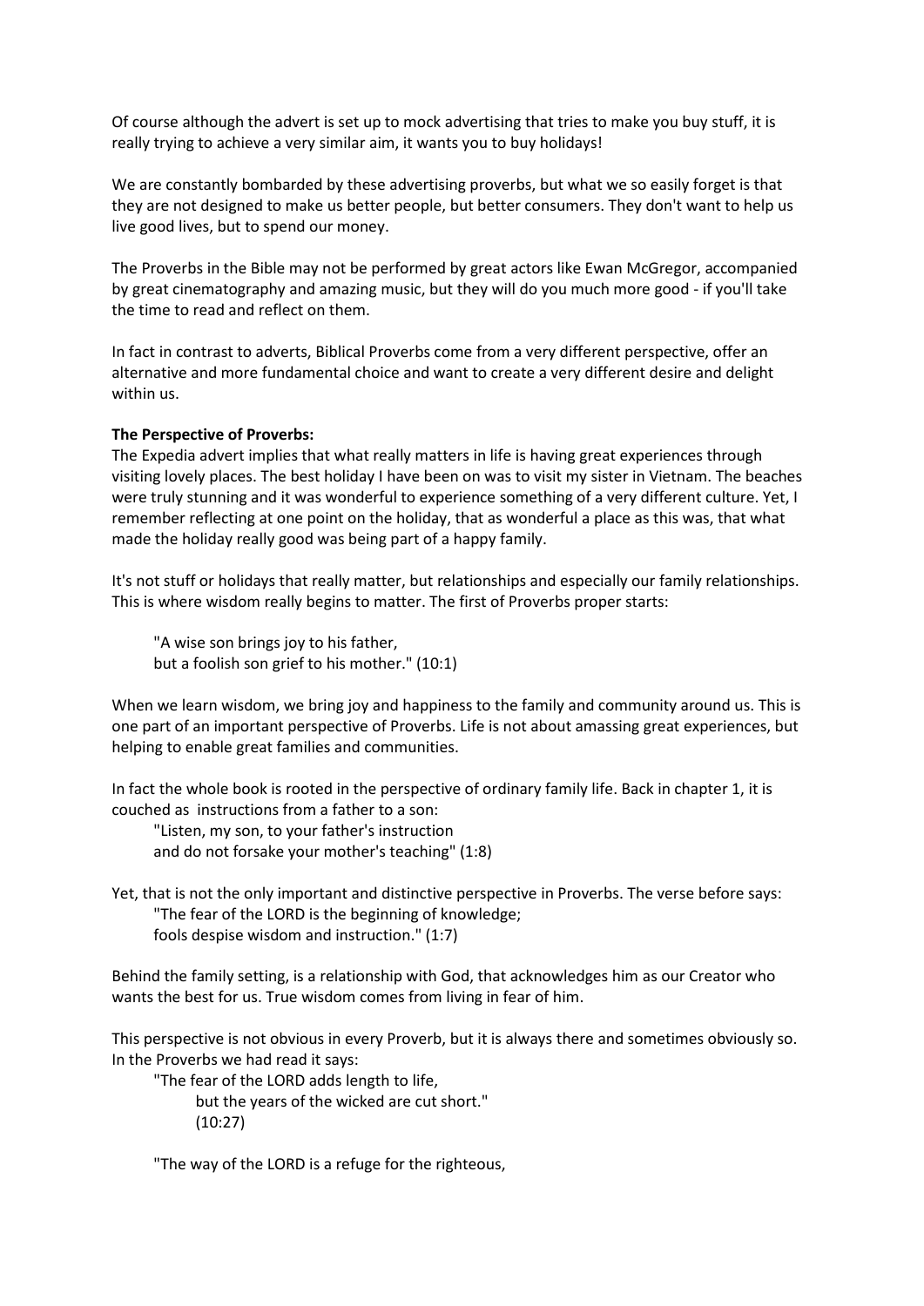Of course although the advert is set up to mock advertising that tries to make you buy stuff, it is really trying to achieve a very similar aim, it wants you to buy holidays!

We are constantly bombarded by these advertising proverbs, but what we so easily forget is that they are not designed to make us better people, but better consumers. They don't want to help us live good lives, but to spend our money.

The Proverbs in the Bible may not be performed by great actors like Ewan McGregor, accompanied by great cinematography and amazing music, but they will do you much more good - if you'll take the time to read and reflect on them.

In fact in contrast to adverts, Biblical Proverbs come from a very different perspective, offer an alternative and more fundamental choice and want to create a very different desire and delight within us.

**The Perspective of Proverbs:**

The Expedia advert implies that what really matters in life is having great experiences through visiting lovely places. The best holiday I have been on was to visit my sister in Vietnam. The beaches were truly stunning and it was wonderful to experience something of a very different culture. Yet, I remember reflecting at one point on the holiday, that as wonderful a place as this was, that what made the holiday really good was being part of a happy family.

It's not stuff or holidays that really matter, but relationships and especially our family relationships. This is where wisdom really begins to matter. The first of Proverbs proper starts:

> "A wise son brings joy to his father,
> but a foolish son grief to his mother." (10:1)

When we learn wisdom, we bring joy and happiness to the family and community around us. This is one part of an important perspective of Proverbs. Life is not about amassing great experiences, but helping to enable great families and communities.

In fact the whole book is rooted in the perspective of ordinary family life. Back in chapter 1, it is couched as instructions from a father to a son:

> "Listen, my son, to your father's instruction
> and do not forsake your mother's teaching" (1:8)

Yet, that is not the only important and distinctive perspective in Proverbs. The verse before says:

> "The fear of the LORD is the beginning of knowledge;
> fools despise wisdom and instruction." (1:7)

Behind the family setting, is a relationship with God, that acknowledges him as our Creator who wants the best for us. True wisdom comes from living in fear of him.

This perspective is not obvious in every Proverb, but it is always there and sometimes obviously so. In the Proverbs we had read it says:

> "The fear of the LORD adds length to life,
> but the years of the wicked are cut short."
> (10:27)

> "The way of the LORD is a refuge for the righteous,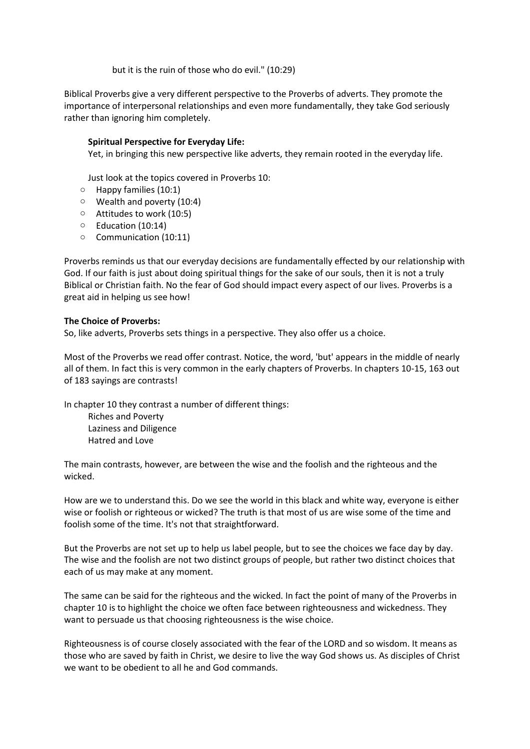but it is the ruin of those who do evil." (10:29)

Biblical Proverbs give a very different perspective to the Proverbs of adverts. They promote the importance of interpersonal relationships and even more fundamentally, they take God seriously rather than ignoring him completely.

**Spiritual Perspective for Everyday Life:**
Yet, in bringing this new perspective like adverts, they remain rooted in the everyday life.

Just look at the topics covered in Proverbs 10:

- Happy families (10:1)
- Wealth and poverty (10:4)
- Attitudes to work (10:5)
- Education (10:14)
- Communication (10:11)

Proverbs reminds us that our everyday decisions are fundamentally effected by our relationship with God. If our faith is just about doing spiritual things for the sake of our souls, then it is not a truly Biblical or Christian faith. No the fear of God should impact every aspect of our lives. Proverbs is a great aid in helping us see how!

**The Choice of Proverbs:**
So, like adverts, Proverbs sets things in a perspective. They also offer us a choice.

Most of the Proverbs we read offer contrast. Notice, the word, 'but' appears in the middle of nearly all of them. In fact this is very common in the early chapters of Proverbs. In chapters 10-15, 163 out of 183 sayings are contrasts!

In chapter 10 they contrast a number of different things:

Riches and Poverty
Laziness and Diligence
Hatred and Love

The main contrasts, however, are between the wise and the foolish and the righteous and the wicked.

How are we to understand this. Do we see the world in this black and white way, everyone is either wise or foolish or righteous or wicked? The truth is that most of us are wise some of the time and foolish some of the time. It's not that straightforward.

But the Proverbs are not set up to help us label people, but to see the choices we face day by day. The wise and the foolish are not two distinct groups of people, but rather two distinct choices that each of us may make at any moment.

The same can be said for the righteous and the wicked. In fact the point of many of the Proverbs in chapter 10 is to highlight the choice we often face between righteousness and wickedness. They want to persuade us that choosing righteousness is the wise choice.

Righteousness is of course closely associated with the fear of the LORD and so wisdom. It means as those who are saved by faith in Christ, we desire to live the way God shows us. As disciples of Christ we want to be obedient to all he and God commands.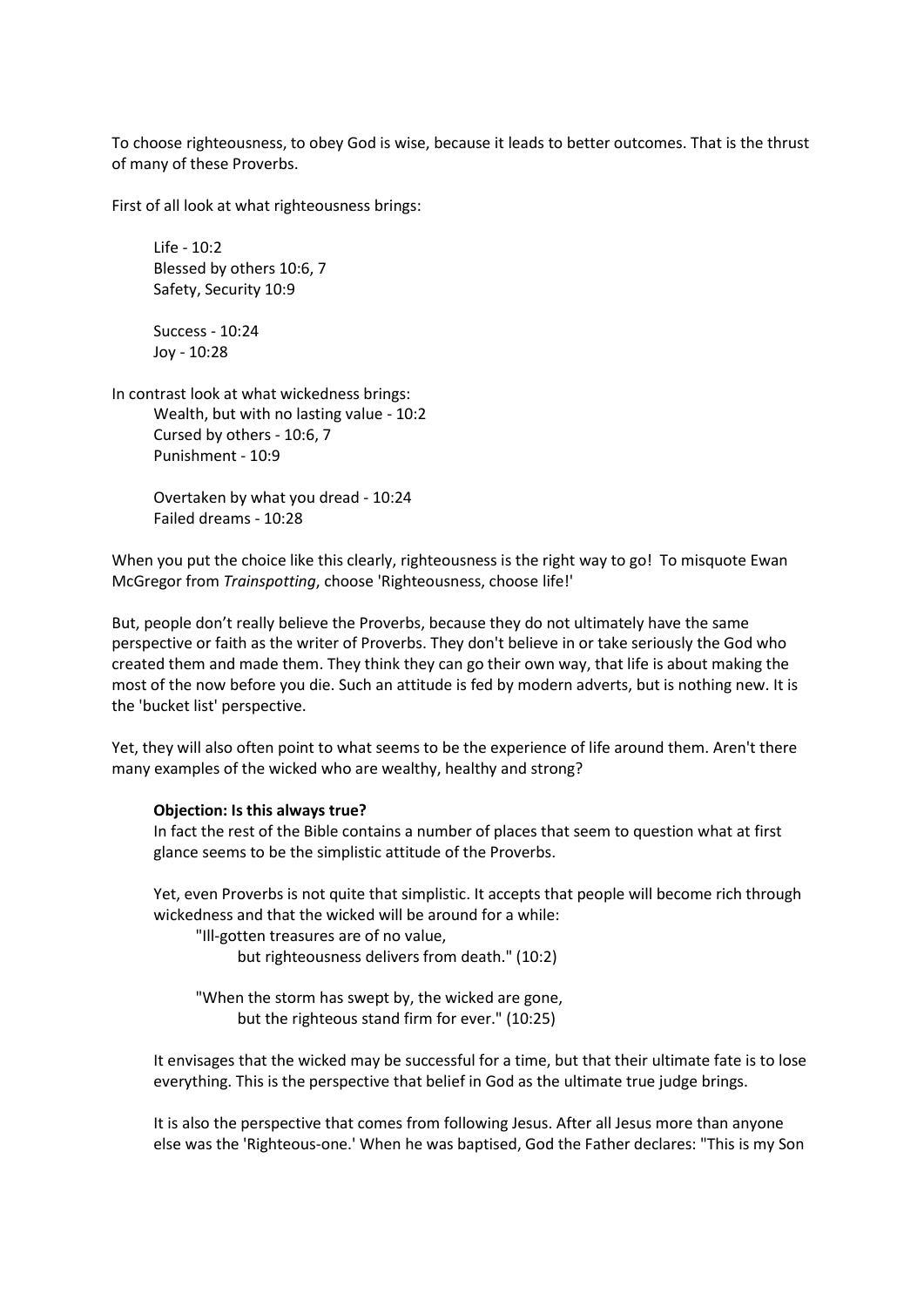To choose righteousness, to obey God is wise, because it leads to better outcomes. That is the thrust of many of these Proverbs.

First of all look at what righteousness brings:

> Life - 10:2
> Blessed by others 10:6, 7
> Safety, Security 10:9
>
> Success - 10:24
> Joy - 10:28

In contrast look at what wickedness brings:

> Wealth, but with no lasting value - 10:2
> Cursed by others - 10:6, 7
> Punishment - 10:9
>
> Overtaken by what you dread - 10:24
> Failed dreams - 10:28

When you put the choice like this clearly, righteousness is the right way to go! To misquote Ewan McGregor from *Trainspotting*, choose 'Righteousness, choose life!'

But, people don't really believe the Proverbs, because they do not ultimately have the same perspective or faith as the writer of Proverbs. They don't believe in or take seriously the God who created them and made them. They think they can go their own way, that life is about making the most of the now before you die. Such an attitude is fed by modern adverts, but is nothing new. It is the 'bucket list' perspective.

Yet, they will also often point to what seems to be the experience of life around them. Aren't there many examples of the wicked who are wealthy, healthy and strong?

**Objection: Is this always true?**

In fact the rest of the Bible contains a number of places that seem to question what at first glance seems to be the simplistic attitude of the Proverbs.

Yet, even Proverbs is not quite that simplistic. It accepts that people will become rich through wickedness and that the wicked will be around for a while:

> "Ill-gotten treasures are of no value,
> but righteousness delivers from death." (10:2)
>
> "When the storm has swept by, the wicked are gone,
> but the righteous stand firm for ever." (10:25)

It envisages that the wicked may be successful for a time, but that their ultimate fate is to lose everything. This is the perspective that belief in God as the ultimate true judge brings.

It is also the perspective that comes from following Jesus. After all Jesus more than anyone else was the 'Righteous-one.' When he was baptised, God the Father declares: "This is my Son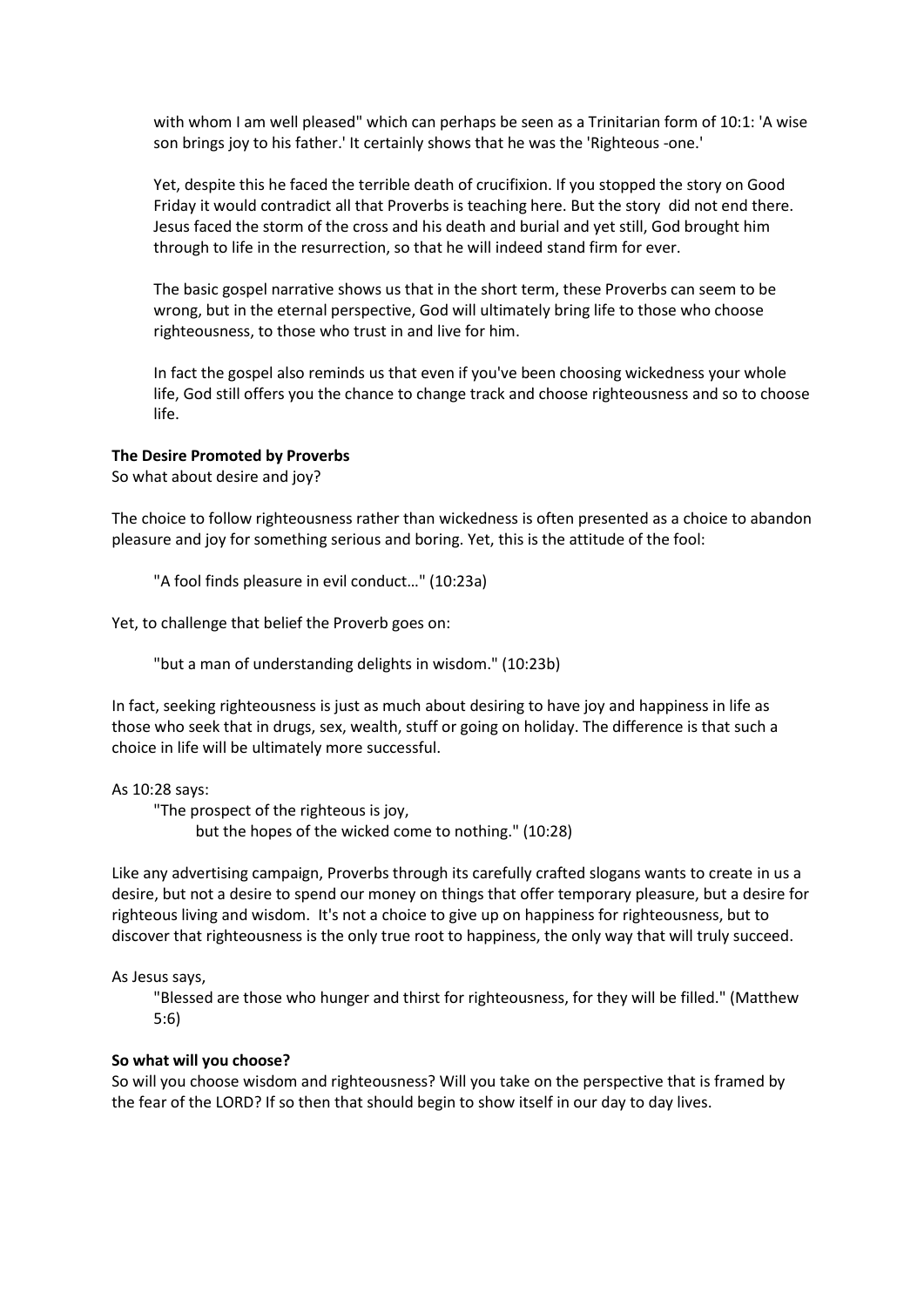with whom I am well pleased" which can perhaps be seen as a Trinitarian form of 10:1: 'A wise son brings joy to his father.' It certainly shows that he was the 'Righteous -one.'

Yet, despite this he faced the terrible death of crucifixion. If you stopped the story on Good Friday it would contradict all that Proverbs is teaching here. But the story did not end there. Jesus faced the storm of the cross and his death and burial and yet still, God brought him through to life in the resurrection, so that he will indeed stand firm for ever.

The basic gospel narrative shows us that in the short term, these Proverbs can seem to be wrong, but in the eternal perspective, God will ultimately bring life to those who choose righteousness, to those who trust in and live for him.

In fact the gospel also reminds us that even if you've been choosing wickedness your whole life, God still offers you the chance to change track and choose righteousness and so to choose life.

**The Desire Promoted by Proverbs**

So what about desire and joy?

The choice to follow righteousness rather than wickedness is often presented as a choice to abandon pleasure and joy for something serious and boring. Yet, this is the attitude of the fool:

> "A fool finds pleasure in evil conduct…" (10:23a)

Yet, to challenge that belief the Proverb goes on:

> "but a man of understanding delights in wisdom." (10:23b)

In fact, seeking righteousness is just as much about desiring to have joy and happiness in life as those who seek that in drugs, sex, wealth, stuff or going on holiday. The difference is that such a choice in life will be ultimately more successful.

As 10:28 says:

> "The prospect of the righteous is joy,
> but the hopes of the wicked come to nothing." (10:28)

Like any advertising campaign, Proverbs through its carefully crafted slogans wants to create in us a desire, but not a desire to spend our money on things that offer temporary pleasure, but a desire for righteous living and wisdom. It's not a choice to give up on happiness for righteousness, but to discover that righteousness is the only true root to happiness, the only way that will truly succeed.

As Jesus says,

> "Blessed are those who hunger and thirst for righteousness, for they will be filled." (Matthew 5:6)

**So what will you choose?**

So will you choose wisdom and righteousness? Will you take on the perspective that is framed by the fear of the LORD? If so then that should begin to show itself in our day to day lives.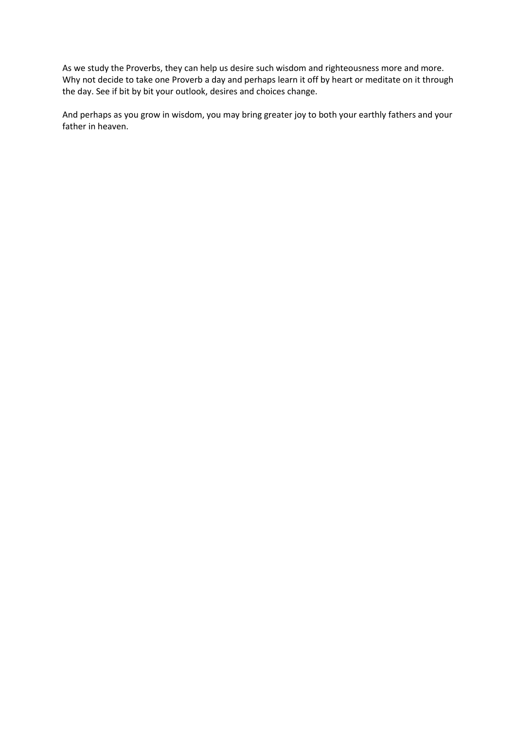As we study the Proverbs, they can help us desire such wisdom and righteousness more and more. Why not decide to take one Proverb a day and perhaps learn it off by heart or meditate on it through the day. See if bit by bit your outlook, desires and choices change.

And perhaps as you grow in wisdom, you may bring greater joy to both your earthly fathers and your father in heaven.